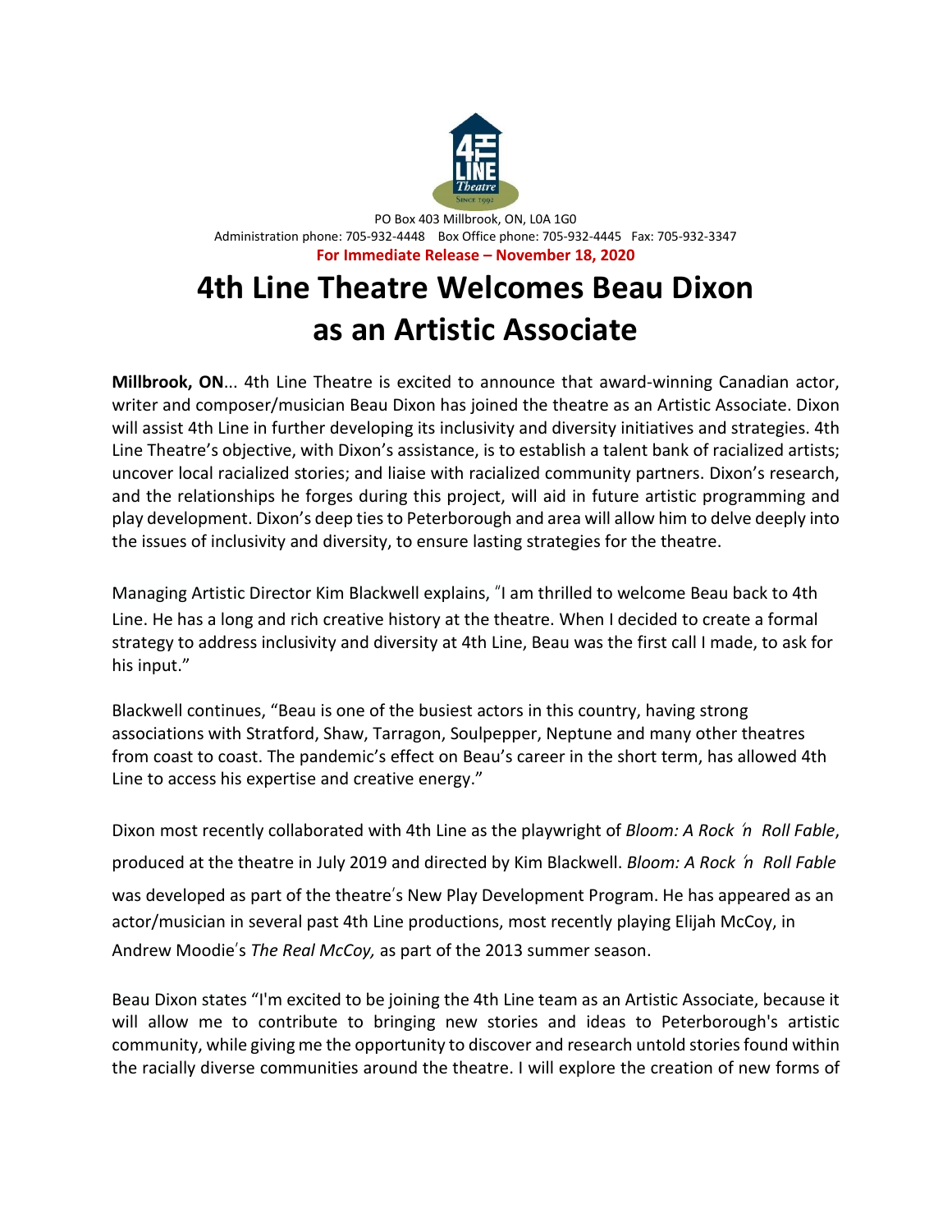PO Box 403 Millbrook, ON, L0A 1G0
Administration phone: 705-932-4448 Box Office phone: 705-932-4445 Fax: 705-932-3347

**For Immediate Release – November 18, 2020**

# 4th Line Theatre Welcomes Beau Dixon as an Artistic Associate

**Millbrook, ON**... 4th Line Theatre is excited to announce that award-winning Canadian actor, writer and composer/musician Beau Dixon has joined the theatre as an Artistic Associate. Dixon will assist 4th Line in further developing its inclusivity and diversity initiatives and strategies. 4th Line Theatre's objective, with Dixon's assistance, is to establish a talent bank of racialized artists; uncover local racialized stories; and liaise with racialized community partners. Dixon's research, and the relationships he forges during this project, will aid in future artistic programming and play development. Dixon's deep ties to Peterborough and area will allow him to delve deeply into the issues of inclusivity and diversity, to ensure lasting strategies for the theatre.

Managing Artistic Director Kim Blackwell explains, "I am thrilled to welcome Beau back to 4th Line. He has a long and rich creative history at the theatre. When I decided to create a formal strategy to address inclusivity and diversity at 4th Line, Beau was the first call I made, to ask for his input."

Blackwell continues, "Beau is one of the busiest actors in this country, having strong associations with Stratford, Shaw, Tarragon, Soulpepper, Neptune and many other theatres from coast to coast. The pandemic's effect on Beau's career in the short term, has allowed 4th Line to access his expertise and creative energy."

Dixon most recently collaborated with 4th Line as the playwright of *Bloom: A Rock ʹn Roll Fable*, produced at the theatre in July 2019 and directed by Kim Blackwell. *Bloom: A Rock ʹn Roll Fable* was developed as part of the theatre's New Play Development Program. He has appeared as an actor/musician in several past 4th Line productions, most recently playing Elijah McCoy, in Andrew Moodie's *The Real McCoy,* as part of the 2013 summer season.

Beau Dixon states "I'm excited to be joining the 4th Line team as an Artistic Associate, because it will allow me to contribute to bringing new stories and ideas to Peterborough's artistic community, while giving me the opportunity to discover and research untold stories found within the racially diverse communities around the theatre. I will explore the creation of new forms of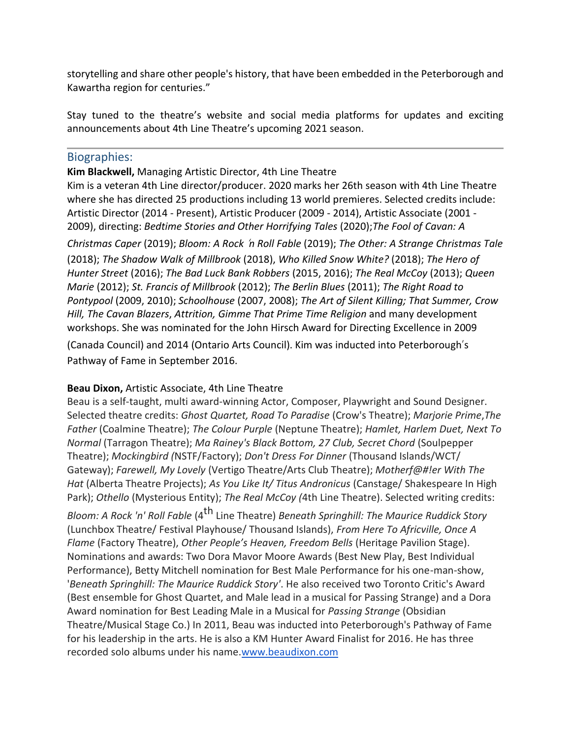storytelling and share other people's history, that have been embedded in the Peterborough and Kawartha region for centuries."

Stay tuned to the theatre's website and social media platforms for updates and exciting announcements about 4th Line Theatre's upcoming 2021 season.

---

## Biographies:

**Kim Blackwell,** Managing Artistic Director, 4th Line Theatre

Kim is a veteran 4th Line director/producer. 2020 marks her 26th season with 4th Line Theatre where she has directed 25 productions including 13 world premieres. Selected credits include: Artistic Director (2014 - Present), Artistic Producer (2009 - 2014), Artistic Associate (2001 - 2009), directing: *Bedtime Stories and Other Horrifying Tales* (2020);*The Fool of Cavan: A Christmas Caper* (2019); *Bloom: A Rock ́n Roll Fable* (2019); *The Other: A Strange Christmas Tale* (2018); *The Shadow Walk of Millbrook* (2018), *Who Killed Snow White?* (2018); *The Hero of Hunter Street* (2016); *The Bad Luck Bank Robbers* (2015, 2016); *The Real McCoy* (2013); *Queen Marie* (2012); *St. Francis of Millbrook* (2012); *The Berlin Blues* (2011); *The Right Road to Pontypool* (2009, 2010); *Schoolhouse* (2007, 2008); *The Art of Silent Killing; That Summer, Crow Hill, The Cavan Blazers*, *Attrition, Gimme That Prime Time Religion* and many development workshops. She was nominated for the John Hirsch Award for Directing Excellence in 2009 (Canada Council) and 2014 (Ontario Arts Council). Kim was inducted into Peterborough ́s Pathway of Fame in September 2016.

**Beau Dixon,** Artistic Associate, 4th Line Theatre

Beau is a self-taught, multi award-winning Actor, Composer, Playwright and Sound Designer. Selected theatre credits: *Ghost Quartet, Road To Paradise* (Crow's Theatre); *Marjorie Prime*,*The Father* (Coalmine Theatre); *The Colour Purple* (Neptune Theatre); *Hamlet, Harlem Duet, Next To Normal* (Tarragon Theatre); *Ma Rainey's Black Bottom, 27 Club, Secret Chord* (Soulpepper Theatre); *Mockingbird (*NSTF/Factory); *Don't Dress For Dinner* (Thousand Islands/WCT/ Gateway); *Farewell, My Lovely* (Vertigo Theatre/Arts Club Theatre); *Motherf@#!er With The Hat* (Alberta Theatre Projects); *As You Like It/ Titus Andronicus* (Canstage/ Shakespeare In High Park); *Othello* (Mysterious Entity); *The Real McCoy (*4th Line Theatre). Selected writing credits: *Bloom: A Rock 'n' Roll Fable* (4th Line Theatre) *Beneath Springhill: The Maurice Ruddick Story* (Lunchbox Theatre/ Festival Playhouse/ Thousand Islands), *From Here To Africville, Once A Flame* (Factory Theatre), *Other People's Heaven, Freedom Bells* (Heritage Pavilion Stage). Nominations and awards: Two Dora Mavor Moore Awards (Best New Play, Best Individual Performance), Betty Mitchell nomination for Best Male Performance for his one-man-show, '*Beneath Springhill: The Maurice Ruddick Story'*. He also received two Toronto Critic's Award (Best ensemble for Ghost Quartet, and Male lead in a musical for Passing Strange) and a Dora Award nomination for Best Leading Male in a Musical for *Passing Strange* (Obsidian Theatre/Musical Stage Co.) In 2011, Beau was inducted into Peterborough's Pathway of Fame for his leadership in the arts. He is also a KM Hunter Award Finalist for 2016. He has three recorded solo albums under his name.[www.beaudixon.com](http://www.beaudixon.com)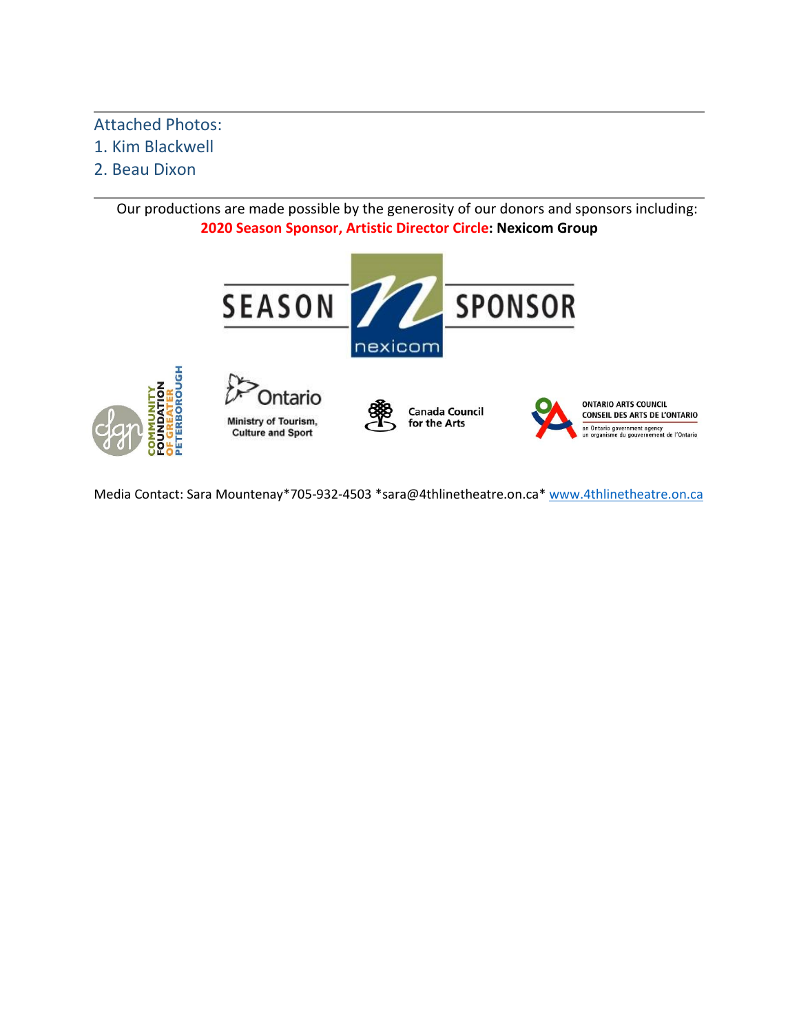Attached Photos:

1. Kim Blackwell
2. Beau Dixon

---

Our productions are made possible by the generosity of our donors and sponsors including:

**2020 Season Sponsor, Artistic Director Circle: Nexicom Group**

SEASON nexicom SPONSOR

Community Foundation of Greater Peterborough

Ontario Ministry of Tourism, Culture and Sport

Canada Council for the Arts

ONTARIO ARTS COUNCIL
CONSEIL DES ARTS DE L'ONTARIO
an Ontario government agency
un organisme du gouvernement de l'Ontario

Media Contact: Sara Mountenay*705-932-4503 *sara@4thlinetheatre.on.ca* www.4thlinetheatre.on.ca